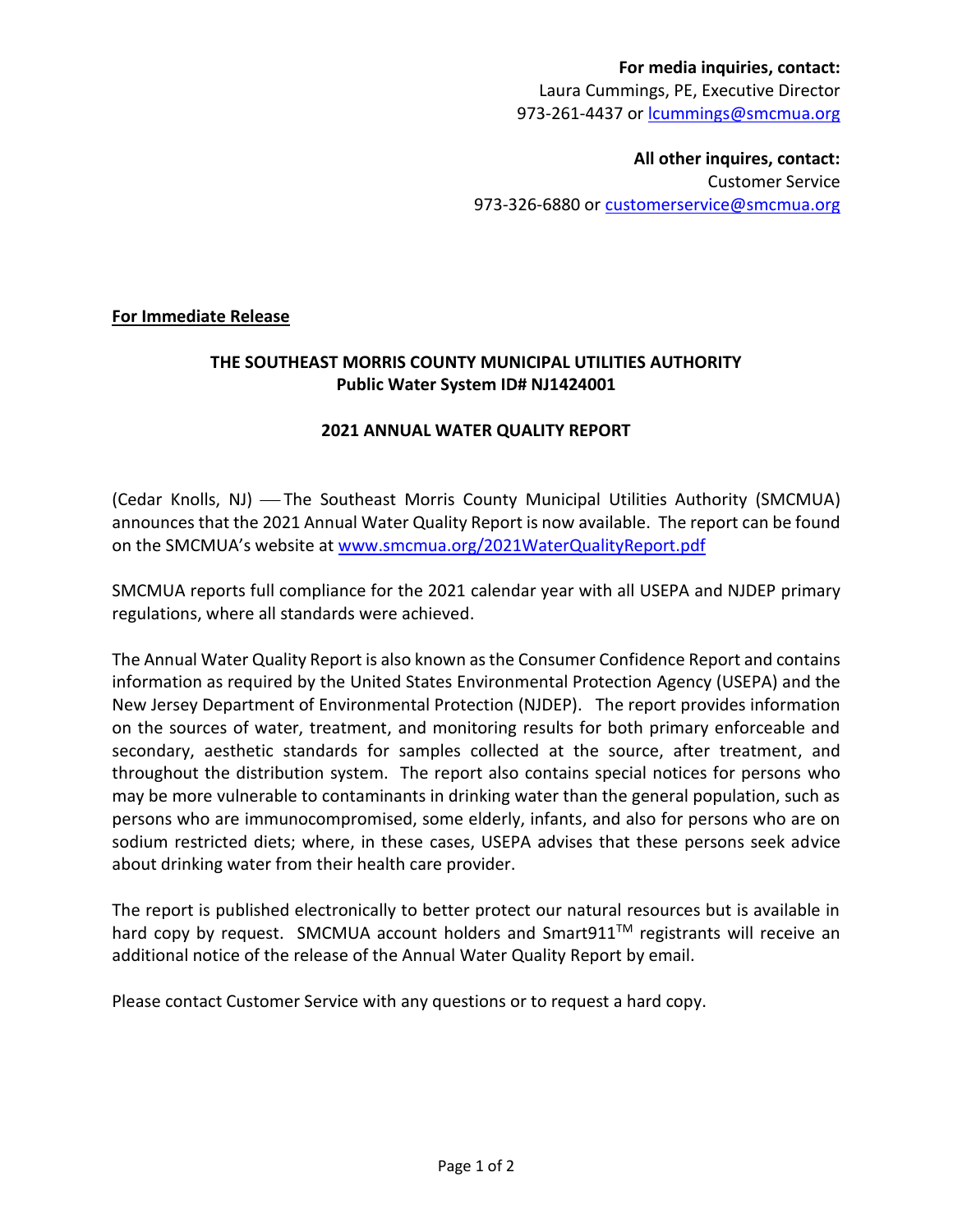**For media inquiries, contact:**
Laura Cummings, PE, Executive Director
973-261-4437 or lcummings@smcmua.org

**All other inquires, contact:**
Customer Service
973-326-6880 or customerservice@smcmua.org

**For Immediate Release**

**THE SOUTHEAST MORRIS COUNTY MUNICIPAL UTILITIES AUTHORITY**
**Public Water System ID# NJ1424001**

**2021 ANNUAL WATER QUALITY REPORT**

(Cedar Knolls, NJ) — The Southeast Morris County Municipal Utilities Authority (SMCMUA) announces that the 2021 Annual Water Quality Report is now available. The report can be found on the SMCMUA's website at www.smcmua.org/2021WaterQualityReport.pdf

SMCMUA reports full compliance for the 2021 calendar year with all USEPA and NJDEP primary regulations, where all standards were achieved.

The Annual Water Quality Report is also known as the Consumer Confidence Report and contains information as required by the United States Environmental Protection Agency (USEPA) and the New Jersey Department of Environmental Protection (NJDEP). The report provides information on the sources of water, treatment, and monitoring results for both primary enforceable and secondary, aesthetic standards for samples collected at the source, after treatment, and throughout the distribution system. The report also contains special notices for persons who may be more vulnerable to contaminants in drinking water than the general population, such as persons who are immunocompromised, some elderly, infants, and also for persons who are on sodium restricted diets; where, in these cases, USEPA advises that these persons seek advice about drinking water from their health care provider.

The report is published electronically to better protect our natural resources but is available in hard copy by request. SMCMUA account holders and Smart911™ registrants will receive an additional notice of the release of the Annual Water Quality Report by email.

Please contact Customer Service with any questions or to request a hard copy.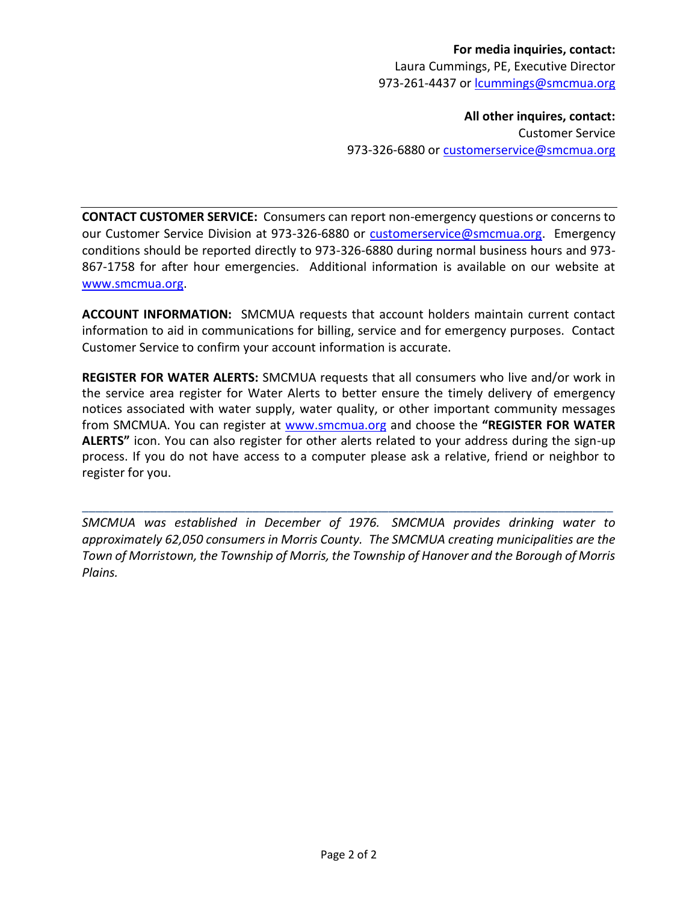**For media inquiries, contact:**
Laura Cummings, PE, Executive Director
973-261-4437 or lcummings@smcmua.org

**All other inquires, contact:**
Customer Service
973-326-6880 or customerservice@smcmua.org

---

**CONTACT CUSTOMER SERVICE:** Consumers can report non-emergency questions or concerns to our Customer Service Division at 973-326-6880 or customerservice@smcmua.org. Emergency conditions should be reported directly to 973-326-6880 during normal business hours and 973-867-1758 for after hour emergencies. Additional information is available on our website at www.smcmua.org.

**ACCOUNT INFORMATION:** SMCMUA requests that account holders maintain current contact information to aid in communications for billing, service and for emergency purposes. Contact Customer Service to confirm your account information is accurate.

**REGISTER FOR WATER ALERTS:** SMCMUA requests that all consumers who live and/or work in the service area register for Water Alerts to better ensure the timely delivery of emergency notices associated with water supply, water quality, or other important community messages from SMCMUA. You can register at www.smcmua.org and choose the **"REGISTER FOR WATER ALERTS"** icon. You can also register for other alerts related to your address during the sign-up process. If you do not have access to a computer please ask a relative, friend or neighbor to register for you.

---

*SMCMUA was established in December of 1976. SMCMUA provides drinking water to approximately 62,050 consumers in Morris County. The SMCMUA creating municipalities are the Town of Morristown, the Township of Morris, the Township of Hanover and the Borough of Morris Plains.*